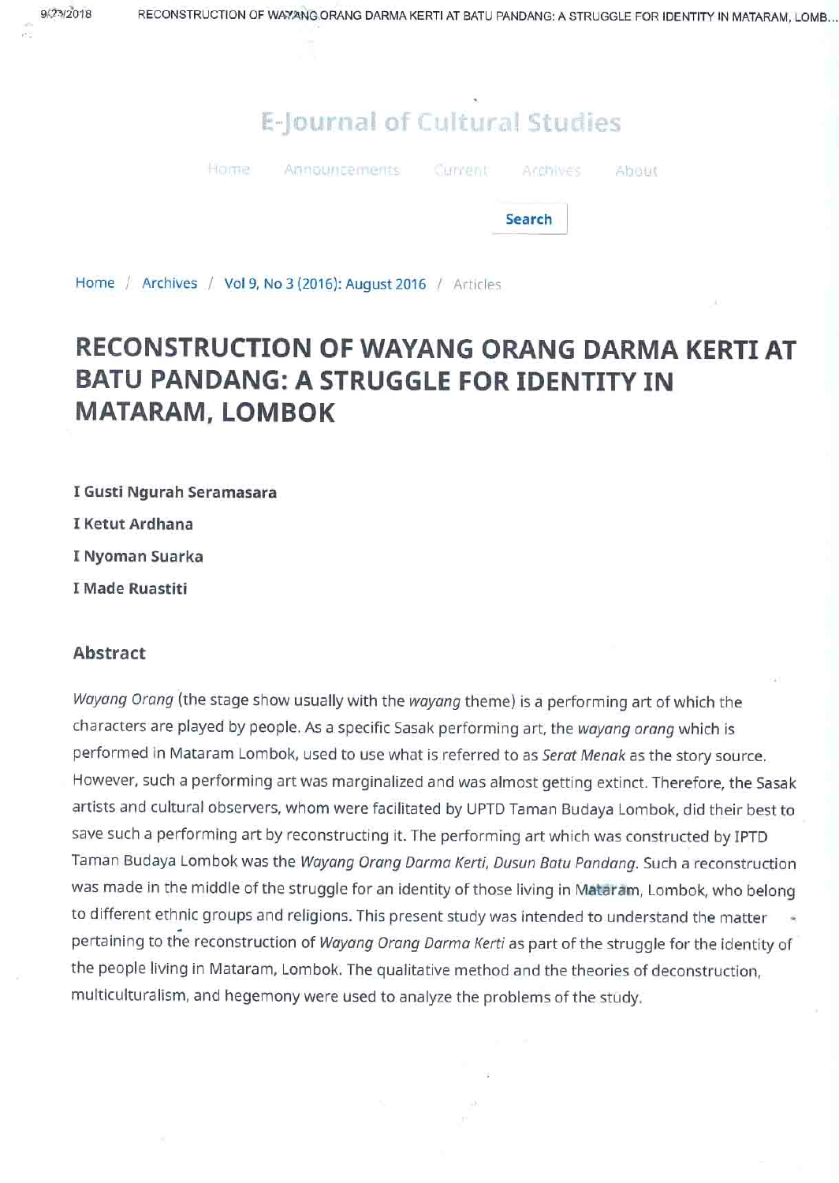E-Journal of Cultural Studies

Home / Archives / Vol 9, No 3 (2016): August 2016 / Articles

# RECONSTRUCTION OF WAYANG ORANG DARMA KERTI AT BATU PANDANG: A STRUGGLE FOR IDENTITY IN MATARAM, LOMBOK

**I Gusti Ngurah Seramasara**

**I Ketut Ardhana**

**I Nyoman Suarka**

**I Made Ruastiti**

## Abstract

*Wayang Orang* (the stage show usually with the *wayang* theme) is a performing art of which the characters are played by people. As a specific Sasak performing art, the *wayang orang* which is performed in Mataram Lombok, used to use what is referred to as *Serat Menak* as the story source. However, such a performing art was marginalized and was almost getting extinct. Therefore, the Sasak artists and cultural observers, whom were facilitated by UPTD Taman Budaya Lombok, did their best to save such a performing art by reconstructing it. The performing art which was constructed by IPTD Taman Budaya Lombok was the *Wayang Orang Darma Kerti, Dusun Batu Pandang*. Such a reconstruction was made in the middle of the struggle for an identity of those living in Mataram, Lombok, who belong to different ethnic groups and religions. This present study was intended to understand the matter pertaining to the reconstruction of *Wayang Orang Darma Kerti* as part of the struggle for the identity of the people living in Mataram, Lombok. The qualitative method and the theories of deconstruction, multiculturalism, and hegemony were used to analyze the problems of the study.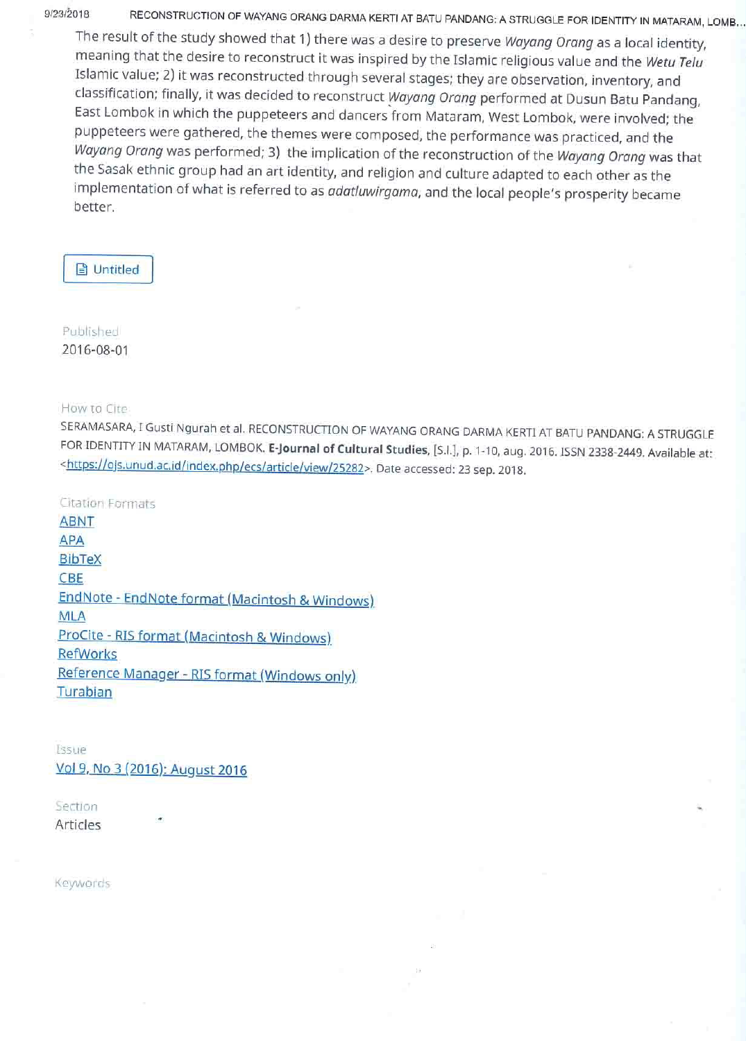The result of the study showed that 1) there was a desire to preserve *Wayang Orang* as a local identity, meaning that the desire to reconstruct it was inspired by the Islamic religious value and the *Wetu Telu* Islamic value; 2) it was reconstructed through several stages; they are observation, inventory, and classification; finally, it was decided to reconstruct *Wayang Orang* performed at Dusun Batu Pandang, East Lombok in which the puppeteers and dancers from Mataram, West Lombok, were involved; the puppeteers were gathered, the themes were composed, the performance was practiced, and the *Wayang Orang* was performed; 3) the implication of the reconstruction of the *Wayang Orang* was that the Sasak ethnic group had an art identity, and religion and culture adapted to each other as the implementation of what is referred to as *adatluwirgama*, and the local people's prosperity became better.

Untitled

Published

2016-08-01

How to Cite

SERAMASARA, I Gusti Ngurah et al. RECONSTRUCTION OF WAYANG ORANG DARMA KERTI AT BATU PANDANG: A STRUGGLE FOR IDENTITY IN MATARAM, LOMBOK. **E-Journal of Cultural Studies**, [S.l.], p. 1-10, aug. 2016. ISSN 2338-2449. Available at: <https://ojs.unud.ac.id/index.php/ecs/article/view/25282>. Date accessed: 23 sep. 2018.

Citation Formats

- ABNT
- APA
- BibTeX
- CBE
- EndNote - EndNote format (Macintosh & Windows)
- MLA
- ProCite - RIS format (Macintosh & Windows)
- RefWorks
- Reference Manager - RIS format (Windows only)
- Turabian

Issue

Vol 9, No 3 (2016): August 2016

Section

Articles

Keywords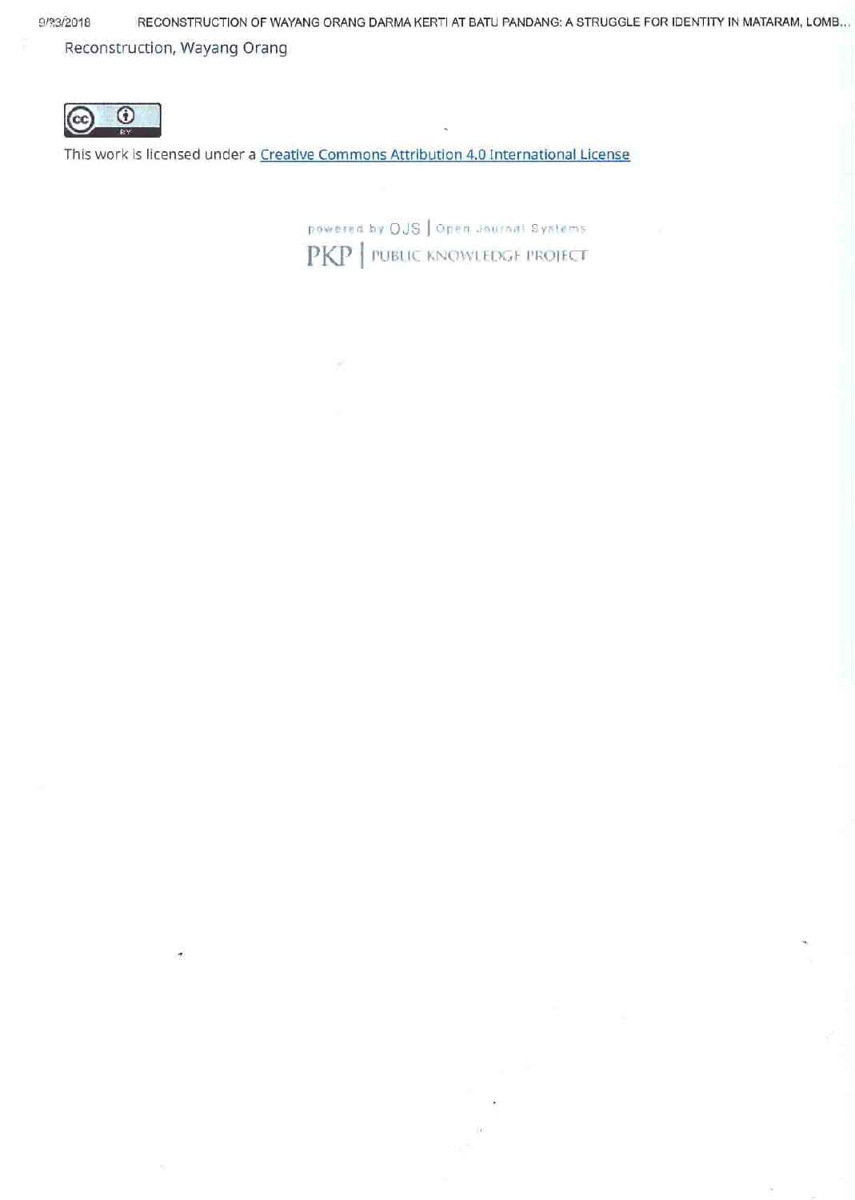Reconstruction, Wayang Orang

This work is licensed under a Creative Commons Attribution 4.0 International License

powered by OJS | Open Journal Systems

PKP | PUBLIC KNOWLEDGE PROJECT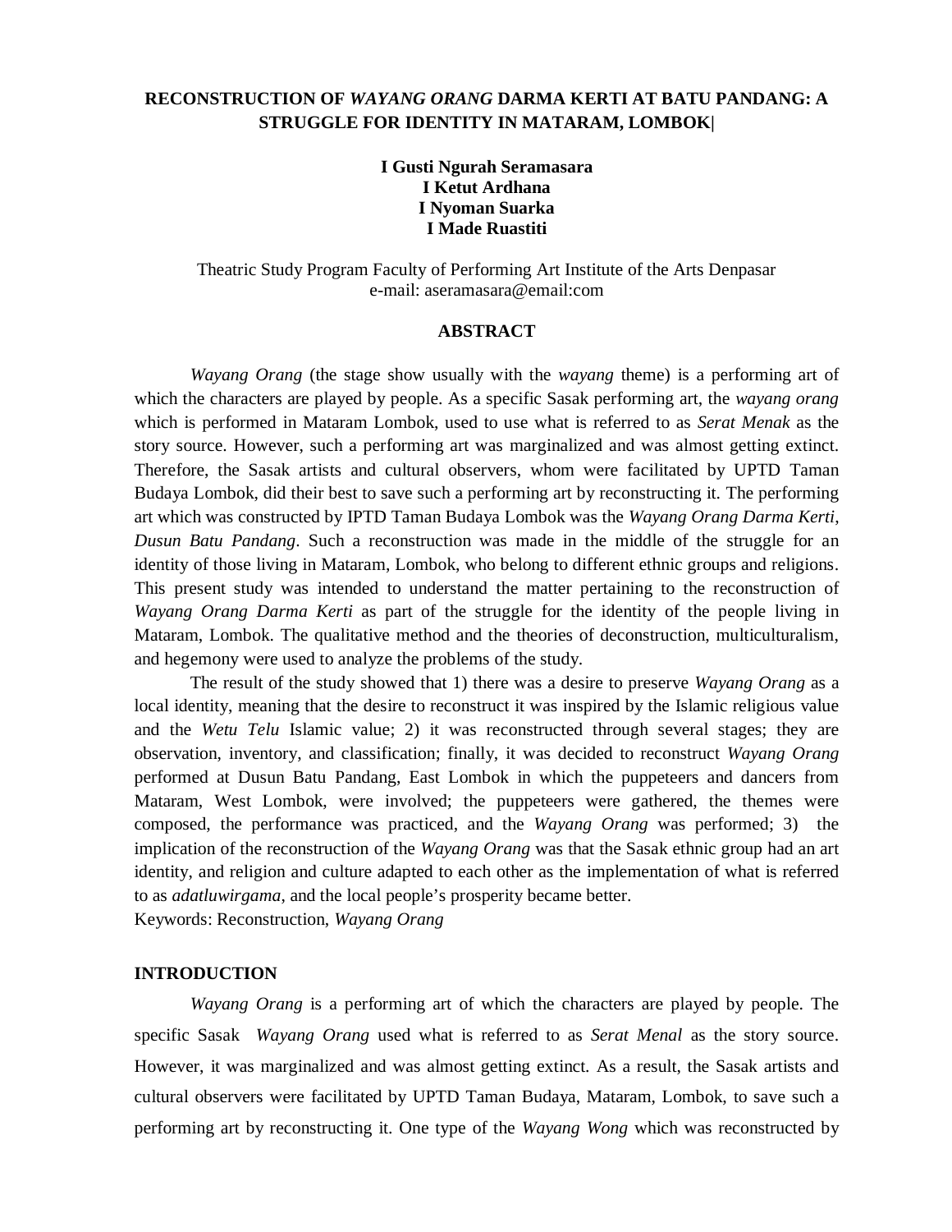# RECONSTRUCTION OF *WAYANG ORANG* DARMA KERTI AT BATU PANDANG: A STRUGGLE FOR IDENTITY IN MATARAM, LOMBOK|

**I Gusti Ngurah Seramasara**
**I Ketut Ardhana**
**I Nyoman Suarka**
**I Made Ruastiti**

Theatric Study Program Faculty of Performing Art Institute of the Arts Denpasar
e-mail: aseramasara@email:com

## ABSTRACT

*Wayang Orang* (the stage show usually with the *wayang* theme) is a performing art of which the characters are played by people. As a specific Sasak performing art, the *wayang orang* which is performed in Mataram Lombok, used to use what is referred to as *Serat Menak* as the story source. However, such a performing art was marginalized and was almost getting extinct. Therefore, the Sasak artists and cultural observers, whom were facilitated by UPTD Taman Budaya Lombok, did their best to save such a performing art by reconstructing it. The performing art which was constructed by IPTD Taman Budaya Lombok was the *Wayang Orang Darma Kerti*, *Dusun Batu Pandang*. Such a reconstruction was made in the middle of the struggle for an identity of those living in Mataram, Lombok, who belong to different ethnic groups and religions. This present study was intended to understand the matter pertaining to the reconstruction of *Wayang Orang Darma Kerti* as part of the struggle for the identity of the people living in Mataram, Lombok. The qualitative method and the theories of deconstruction, multiculturalism, and hegemony were used to analyze the problems of the study.

The result of the study showed that 1) there was a desire to preserve *Wayang Orang* as a local identity, meaning that the desire to reconstruct it was inspired by the Islamic religious value and the *Wetu Telu* Islamic value; 2) it was reconstructed through several stages; they are observation, inventory, and classification; finally, it was decided to reconstruct *Wayang Orang* performed at Dusun Batu Pandang, East Lombok in which the puppeteers and dancers from Mataram, West Lombok, were involved; the puppeteers were gathered, the themes were composed, the performance was practiced, and the *Wayang Orang* was performed; 3) the implication of the reconstruction of the *Wayang Orang* was that the Sasak ethnic group had an art identity, and religion and culture adapted to each other as the implementation of what is referred to as *adatluwirgama*, and the local people's prosperity became better.

Keywords: Reconstruction, *Wayang Orang*

## INTRODUCTION

*Wayang Orang* is a performing art of which the characters are played by people. The specific Sasak *Wayang Orang* used what is referred to as *Serat Menal* as the story source. However, it was marginalized and was almost getting extinct. As a result, the Sasak artists and cultural observers were facilitated by UPTD Taman Budaya, Mataram, Lombok, to save such a performing art by reconstructing it. One type of the *Wayang Wong* which was reconstructed by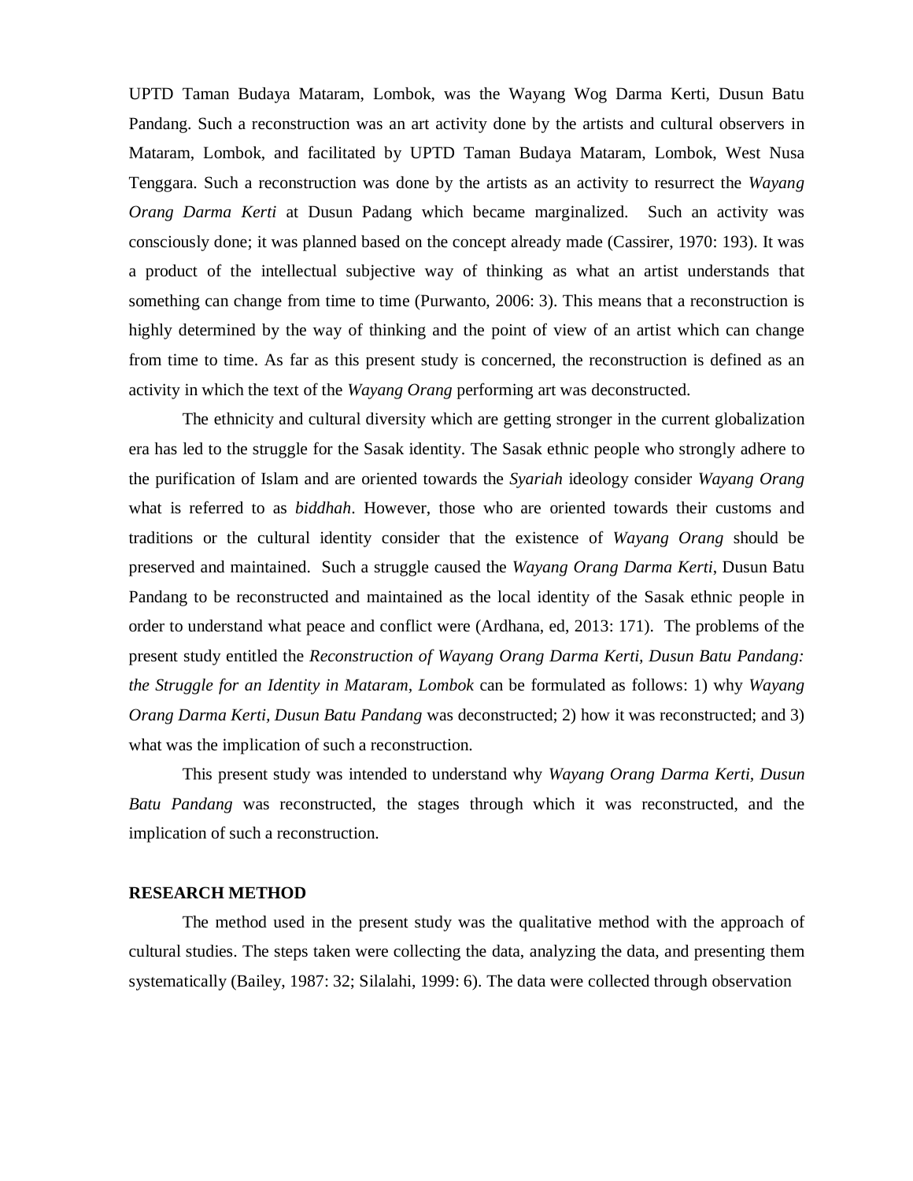UPTD Taman Budaya Mataram, Lombok, was the Wayang Wog Darma Kerti, Dusun Batu Pandang. Such a reconstruction was an art activity done by the artists and cultural observers in Mataram, Lombok, and facilitated by UPTD Taman Budaya Mataram, Lombok, West Nusa Tenggara. Such a reconstruction was done by the artists as an activity to resurrect the *Wayang Orang Darma Kerti* at Dusun Padang which became marginalized. Such an activity was consciously done; it was planned based on the concept already made (Cassirer, 1970: 193). It was a product of the intellectual subjective way of thinking as what an artist understands that something can change from time to time (Purwanto, 2006: 3). This means that a reconstruction is highly determined by the way of thinking and the point of view of an artist which can change from time to time. As far as this present study is concerned, the reconstruction is defined as an activity in which the text of the *Wayang Orang* performing art was deconstructed.

The ethnicity and cultural diversity which are getting stronger in the current globalization era has led to the struggle for the Sasak identity. The Sasak ethnic people who strongly adhere to the purification of Islam and are oriented towards the *Syariah* ideology consider *Wayang Orang* what is referred to as *biddhah*. However, those who are oriented towards their customs and traditions or the cultural identity consider that the existence of *Wayang Orang* should be preserved and maintained. Such a struggle caused the *Wayang Orang Darma Kerti*, Dusun Batu Pandang to be reconstructed and maintained as the local identity of the Sasak ethnic people in order to understand what peace and conflict were (Ardhana, ed, 2013: 171). The problems of the present study entitled the *Reconstruction of Wayang Orang Darma Kerti, Dusun Batu Pandang: the Struggle for an Identity in Mataram, Lombok* can be formulated as follows: 1) why *Wayang Orang Darma Kerti, Dusun Batu Pandang* was deconstructed; 2) how it was reconstructed; and 3) what was the implication of such a reconstruction.

This present study was intended to understand why *Wayang Orang Darma Kerti, Dusun Batu Pandang* was reconstructed, the stages through which it was reconstructed, and the implication of such a reconstruction.

## RESEARCH METHOD

The method used in the present study was the qualitative method with the approach of cultural studies. The steps taken were collecting the data, analyzing the data, and presenting them systematically (Bailey, 1987: 32; Silalahi, 1999: 6). The data were collected through observation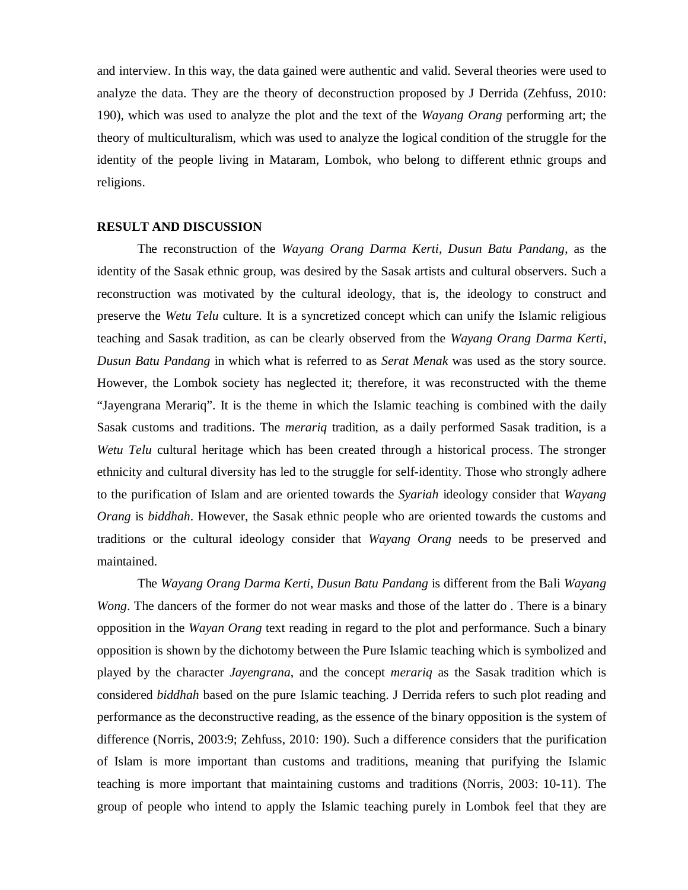and interview. In this way, the data gained were authentic and valid. Several theories were used to analyze the data. They are the theory of deconstruction proposed by J Derrida (Zehfuss, 2010: 190), which was used to analyze the plot and the text of the *Wayang Orang* performing art; the theory of multiculturalism, which was used to analyze the logical condition of the struggle for the identity of the people living in Mataram, Lombok, who belong to different ethnic groups and religions.

## RESULT AND DISCUSSION

The reconstruction of the *Wayang Orang Darma Kerti*, *Dusun Batu Pandang*, as the identity of the Sasak ethnic group, was desired by the Sasak artists and cultural observers. Such a reconstruction was motivated by the cultural ideology, that is, the ideology to construct and preserve the *Wetu Telu* culture. It is a syncretized concept which can unify the Islamic religious teaching and Sasak tradition, as can be clearly observed from the *Wayang Orang Darma Kerti*, *Dusun Batu Pandang* in which what is referred to as *Serat Menak* was used as the story source. However, the Lombok society has neglected it; therefore, it was reconstructed with the theme "Jayengrana Merariq". It is the theme in which the Islamic teaching is combined with the daily Sasak customs and traditions. The *merariq* tradition, as a daily performed Sasak tradition, is a *Wetu Telu* cultural heritage which has been created through a historical process. The stronger ethnicity and cultural diversity has led to the struggle for self-identity. Those who strongly adhere to the purification of Islam and are oriented towards the *Syariah* ideology consider that *Wayang Orang* is *biddhah*. However, the Sasak ethnic people who are oriented towards the customs and traditions or the cultural ideology consider that *Wayang Orang* needs to be preserved and maintained.

The *Wayang Orang Darma Kerti, Dusun Batu Pandang* is different from the Bali *Wayang Wong*. The dancers of the former do not wear masks and those of the latter do . There is a binary opposition in the *Wayan Orang* text reading in regard to the plot and performance. Such a binary opposition is shown by the dichotomy between the Pure Islamic teaching which is symbolized and played by the character *Jayengrana*, and the concept *merariq* as the Sasak tradition which is considered *biddhah* based on the pure Islamic teaching. J Derrida refers to such plot reading and performance as the deconstructive reading, as the essence of the binary opposition is the system of difference (Norris, 2003:9; Zehfuss, 2010: 190). Such a difference considers that the purification of Islam is more important than customs and traditions, meaning that purifying the Islamic teaching is more important that maintaining customs and traditions (Norris, 2003: 10-11). The group of people who intend to apply the Islamic teaching purely in Lombok feel that they are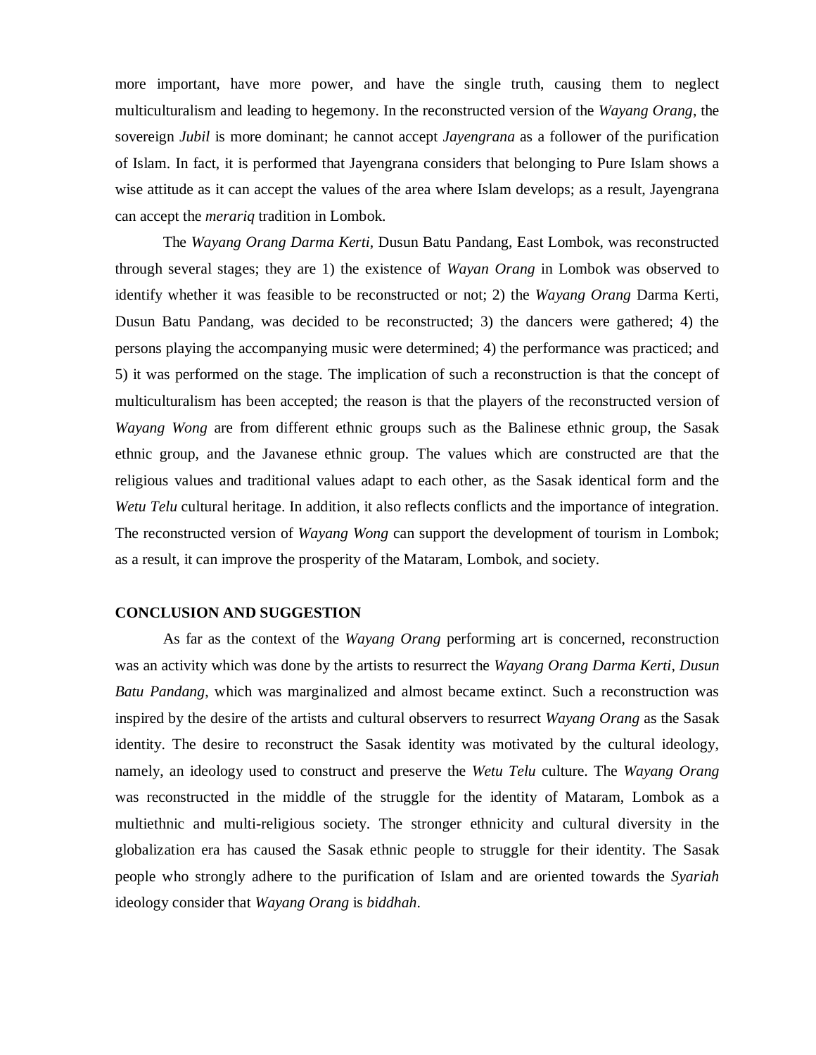more important, have more power, and have the single truth, causing them to neglect multiculturalism and leading to hegemony. In the reconstructed version of the *Wayang Orang*, the sovereign *Jubil* is more dominant; he cannot accept *Jayengrana* as a follower of the purification of Islam. In fact, it is performed that Jayengrana considers that belonging to Pure Islam shows a wise attitude as it can accept the values of the area where Islam develops; as a result, Jayengrana can accept the *merariq* tradition in Lombok.

The *Wayang Orang Darma Kerti*, Dusun Batu Pandang, East Lombok, was reconstructed through several stages; they are 1) the existence of *Wayan Orang* in Lombok was observed to identify whether it was feasible to be reconstructed or not; 2) the *Wayang Orang* Darma Kerti, Dusun Batu Pandang, was decided to be reconstructed; 3) the dancers were gathered; 4) the persons playing the accompanying music were determined; 4) the performance was practiced; and 5) it was performed on the stage. The implication of such a reconstruction is that the concept of multiculturalism has been accepted; the reason is that the players of the reconstructed version of *Wayang Wong* are from different ethnic groups such as the Balinese ethnic group, the Sasak ethnic group, and the Javanese ethnic group. The values which are constructed are that the religious values and traditional values adapt to each other, as the Sasak identical form and the *Wetu Telu* cultural heritage. In addition, it also reflects conflicts and the importance of integration. The reconstructed version of *Wayang Wong* can support the development of tourism in Lombok; as a result, it can improve the prosperity of the Mataram, Lombok, and society.

## CONCLUSION AND SUGGESTION

As far as the context of the *Wayang Orang* performing art is concerned, reconstruction was an activity which was done by the artists to resurrect the *Wayang Orang Darma Kerti, Dusun Batu Pandang*, which was marginalized and almost became extinct. Such a reconstruction was inspired by the desire of the artists and cultural observers to resurrect *Wayang Orang* as the Sasak identity. The desire to reconstruct the Sasak identity was motivated by the cultural ideology, namely, an ideology used to construct and preserve the *Wetu Telu* culture. The *Wayang Orang* was reconstructed in the middle of the struggle for the identity of Mataram, Lombok as a multiethnic and multi-religious society. The stronger ethnicity and cultural diversity in the globalization era has caused the Sasak ethnic people to struggle for their identity. The Sasak people who strongly adhere to the purification of Islam and are oriented towards the *Syariah* ideology consider that *Wayang Orang* is *biddhah*.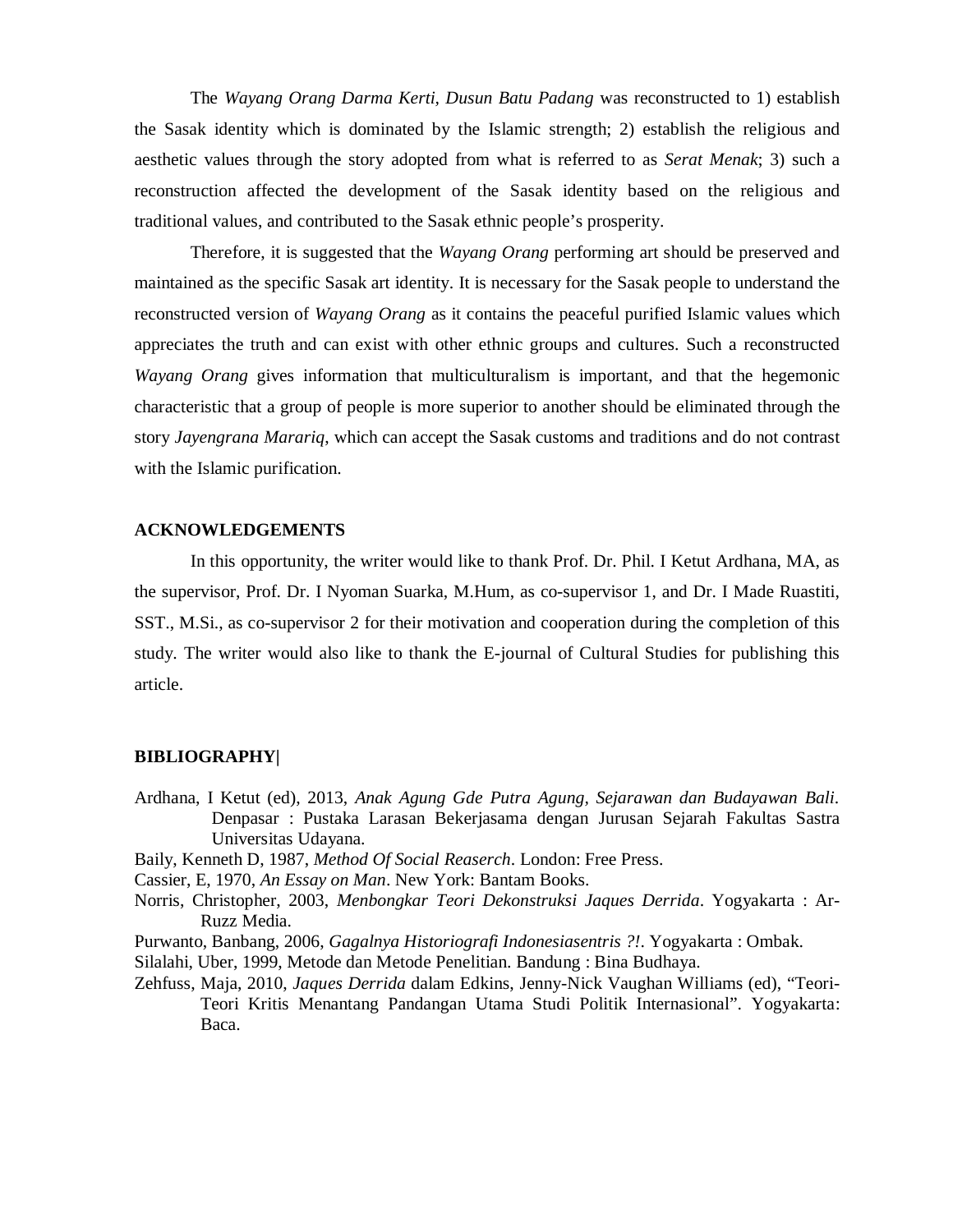The *Wayang Orang Darma Kerti, Dusun Batu Padang* was reconstructed to 1) establish the Sasak identity which is dominated by the Islamic strength; 2) establish the religious and aesthetic values through the story adopted from what is referred to as *Serat Menak*; 3) such a reconstruction affected the development of the Sasak identity based on the religious and traditional values, and contributed to the Sasak ethnic people's prosperity.

Therefore, it is suggested that the *Wayang Orang* performing art should be preserved and maintained as the specific Sasak art identity. It is necessary for the Sasak people to understand the reconstructed version of *Wayang Orang* as it contains the peaceful purified Islamic values which appreciates the truth and can exist with other ethnic groups and cultures. Such a reconstructed *Wayang Orang* gives information that multiculturalism is important, and that the hegemonic characteristic that a group of people is more superior to another should be eliminated through the story *Jayengrana Marariq*, which can accept the Sasak customs and traditions and do not contrast with the Islamic purification.

## ACKNOWLEDGEMENTS

In this opportunity, the writer would like to thank Prof. Dr. Phil. I Ketut Ardhana, MA, as the supervisor, Prof. Dr. I Nyoman Suarka, M.Hum, as co-supervisor 1, and Dr. I Made Ruastiti, SST., M.Si., as co-supervisor 2 for their motivation and cooperation during the completion of this study. The writer would also like to thank the E-journal of Cultural Studies for publishing this article.

## BIBLIOGRAPHY|

Ardhana, I Ketut (ed), 2013, *Anak Agung Gde Putra Agung, Sejarawan dan Budayawan Bali*. Denpasar : Pustaka Larasan Bekerjasama dengan Jurusan Sejarah Fakultas Sastra Universitas Udayana.

Baily, Kenneth D, 1987, *Method Of Social Reaserch*. London: Free Press.

Cassier, E, 1970, *An Essay on Man*. New York: Bantam Books.

Norris, Christopher, 2003, *Menbongkar Teori Dekonstruksi Jaques Derrida*. Yogyakarta : Ar-Ruzz Media.

Purwanto, Banbang, 2006, *Gagalnya Historiografi Indonesiasentris ?!*. Yogyakarta : Ombak.

Silalahi, Uber, 1999, Metode dan Metode Penelitian. Bandung : Bina Budhaya.

Zehfuss, Maja, 2010, *Jaques Derrida* dalam Edkins, Jenny-Nick Vaughan Williams (ed), "Teori-Teori Kritis Menantang Pandangan Utama Studi Politik Internasional". Yogyakarta: Baca.